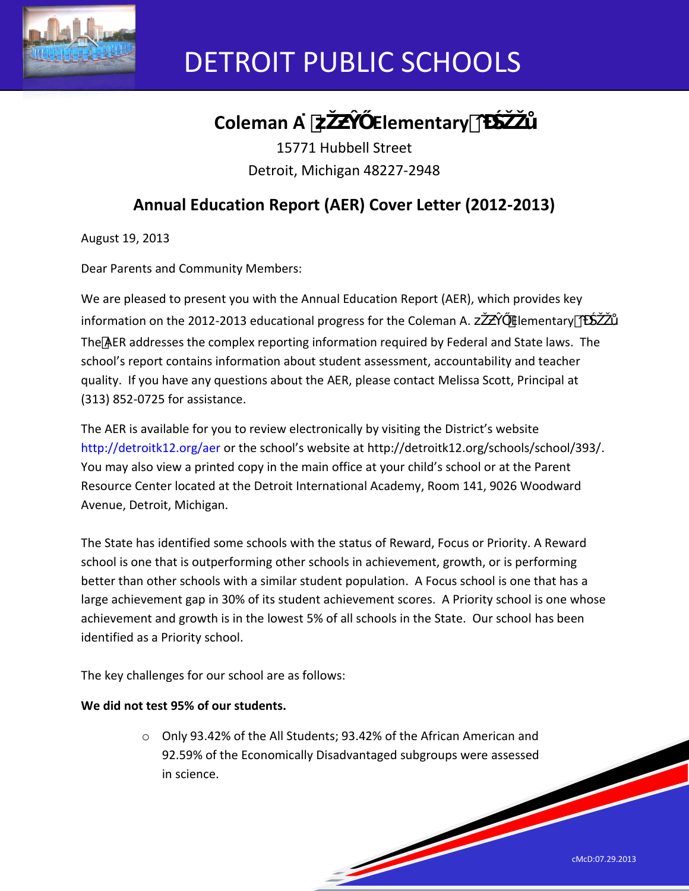## Coleman A. Young Elementary School

15771 Hubbell Street
Detroit, Michigan 48227-2948

## Annual Education Report (AER) Cover Letter (2012-2013)

August 19, 2013

Dear Parents and Community Members:

We are pleased to present you with the Annual Education Report (AER), which provides key information on the 2012-2013 educational progress for the Coleman A. Young Elementary School. The AER addresses the complex reporting information required by Federal and State laws. The school's report contains information about student assessment, accountability and teacher quality. If you have any questions about the AER, please contact Melissa Scott, Principal at (313) 852-0725 for assistance.

The AER is available for you to review electronically by visiting the District's website http://detroitk12.org/aer or the school's website at http://detroitk12.org/schools/school/393/. You may also view a printed copy in the main office at your child's school or at the Parent Resource Center located at the Detroit International Academy, Room 141, 9026 Woodward Avenue, Detroit, Michigan.

The State has identified some schools with the status of Reward, Focus or Priority. A Reward school is one that is outperforming other schools in achievement, growth, or is performing better than other schools with a similar student population. A Focus school is one that has a large achievement gap in 30% of its student achievement scores. A Priority school is one whose achievement and growth is in the lowest 5% of all schools in the State. Our school has been identified as a Priority school.

The key challenges for our school are as follows:

**We did not test 95% of our students.**

- Only 93.42% of the All Students; 93.42% of the African American and 92.59% of the Economically Disadvantaged subgroups were assessed in science.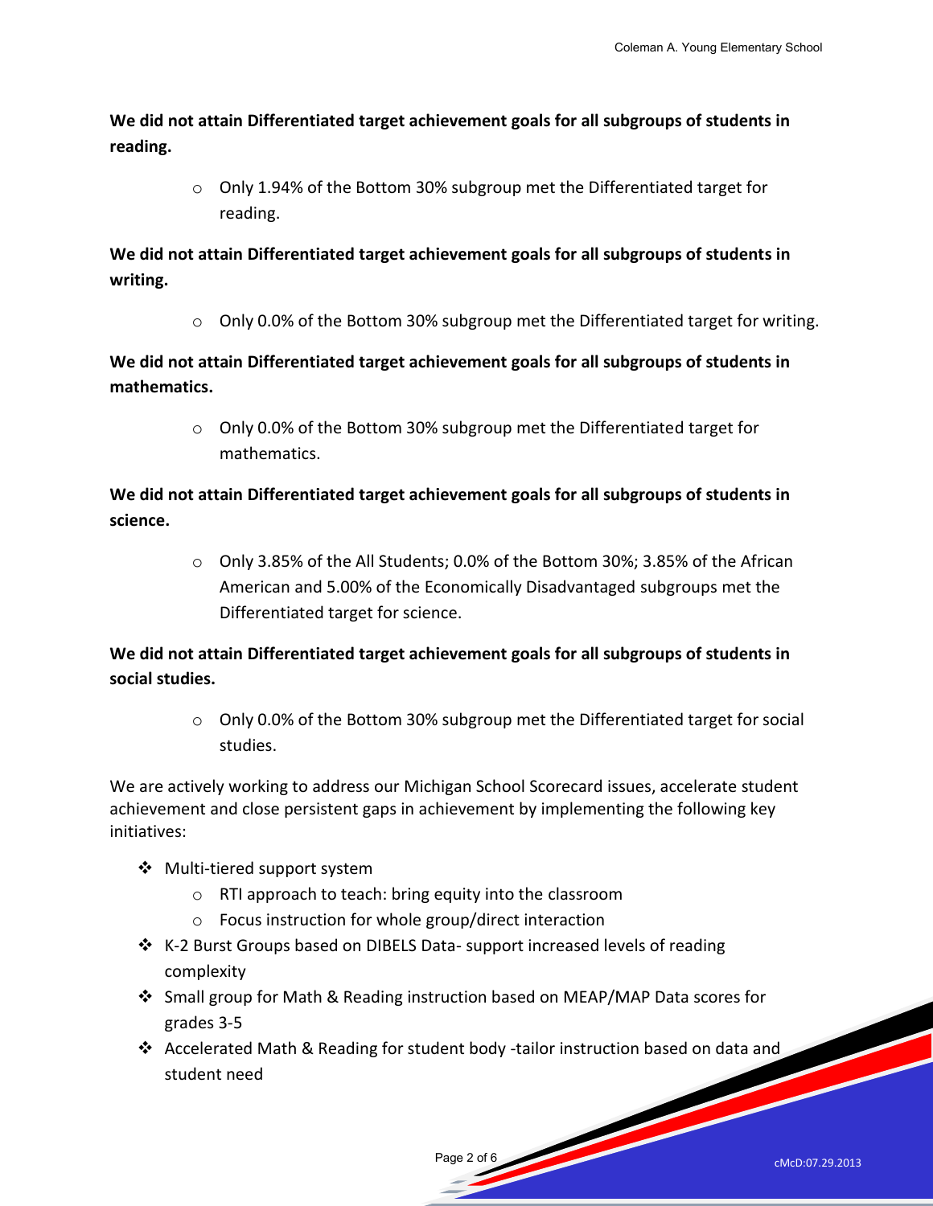**We did not attain Differentiated target achievement goals for all subgroups of students in reading.**

- Only 1.94% of the Bottom 30% subgroup met the Differentiated target for reading.

**We did not attain Differentiated target achievement goals for all subgroups of students in writing.**

- Only 0.0% of the Bottom 30% subgroup met the Differentiated target for writing.

**We did not attain Differentiated target achievement goals for all subgroups of students in mathematics.**

- Only 0.0% of the Bottom 30% subgroup met the Differentiated target for mathematics.

**We did not attain Differentiated target achievement goals for all subgroups of students in science.**

- Only 3.85% of the All Students; 0.0% of the Bottom 30%; 3.85% of the African American and 5.00% of the Economically Disadvantaged subgroups met the Differentiated target for science.

**We did not attain Differentiated target achievement goals for all subgroups of students in social studies.**

- Only 0.0% of the Bottom 30% subgroup met the Differentiated target for social studies.

We are actively working to address our Michigan School Scorecard issues, accelerate student achievement and close persistent gaps in achievement by implementing the following key initiatives:

- Multi-tiered support system
  - RTI approach to teach: bring equity into the classroom
  - Focus instruction for whole group/direct interaction
- K-2 Burst Groups based on DIBELS Data- support increased levels of reading complexity
- Small group for Math & Reading instruction based on MEAP/MAP Data scores for grades 3-5
- Accelerated Math & Reading for student body -tailor instruction based on data and student need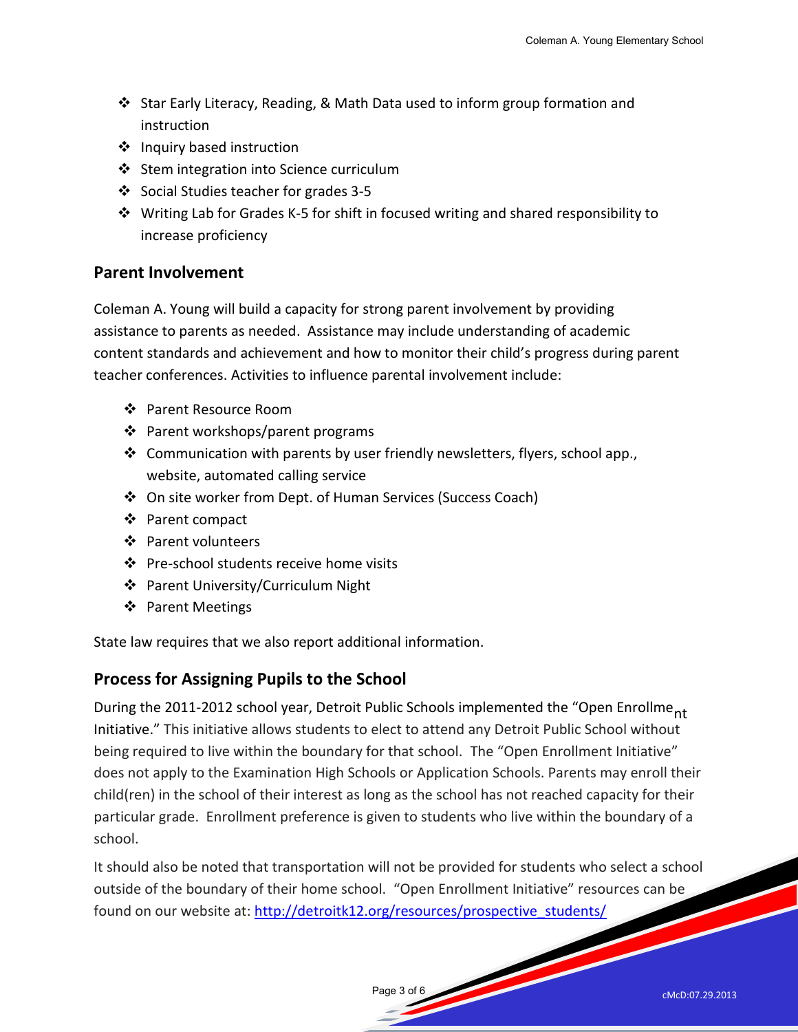- Star Early Literacy, Reading, & Math Data used to inform group formation and instruction
- Inquiry based instruction
- Stem integration into Science curriculum
- Social Studies teacher for grades 3-5
- Writing Lab for Grades K-5 for shift in focused writing and shared responsibility to increase proficiency

## Parent Involvement

Coleman A. Young will build a capacity for strong parent involvement by providing assistance to parents as needed. Assistance may include understanding of academic content standards and achievement and how to monitor their child's progress during parent teacher conferences. Activities to influence parental involvement include:

- Parent Resource Room
- Parent workshops/parent programs
- Communication with parents by user friendly newsletters, flyers, school app., website, automated calling service
- On site worker from Dept. of Human Services (Success Coach)
- Parent compact
- Parent volunteers
- Pre-school students receive home visits
- Parent University/Curriculum Night
- Parent Meetings

State law requires that we also report additional information.

## Process for Assigning Pupils to the School

During the 2011-2012 school year, Detroit Public Schools implemented the "Open Enrollment Initiative." This initiative allows students to elect to attend any Detroit Public School without being required to live within the boundary for that school. The "Open Enrollment Initiative" does not apply to the Examination High Schools or Application Schools. Parents may enroll their child(ren) in the school of their interest as long as the school has not reached capacity for their particular grade. Enrollment preference is given to students who live within the boundary of a school.

It should also be noted that transportation will not be provided for students who select a school outside of the boundary of their home school. "Open Enrollment Initiative" resources can be found on our website at: http://detroitk12.org/resources/prospective_students/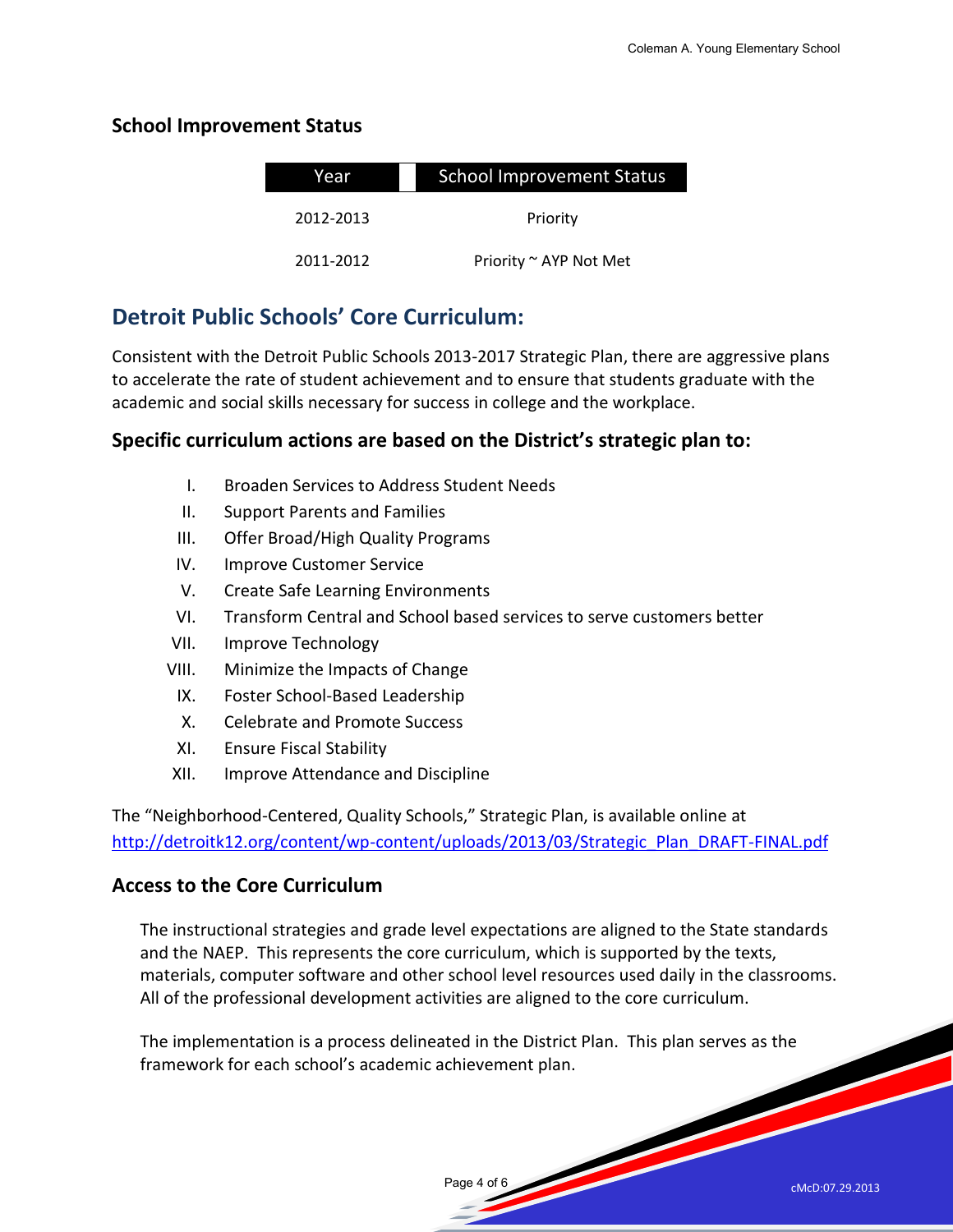## School Improvement Status

| Year | School Improvement Status |
|---|---|
| 2012-2013 | Priority |
| 2011-2012 | Priority ~ AYP Not Met |

# Detroit Public Schools' Core Curriculum:

Consistent with the Detroit Public Schools 2013-2017 Strategic Plan, there are aggressive plans to accelerate the rate of student achievement and to ensure that students graduate with the academic and social skills necessary for success in college and the workplace.

### Specific curriculum actions are based on the District's strategic plan to:

I. Broaden Services to Address Student Needs
II. Support Parents and Families
III. Offer Broad/High Quality Programs
IV. Improve Customer Service
V. Create Safe Learning Environments
VI. Transform Central and School based services to serve customers better
VII. Improve Technology
VIII. Minimize the Impacts of Change
IX. Foster School-Based Leadership
X. Celebrate and Promote Success
XI. Ensure Fiscal Stability
XII. Improve Attendance and Discipline

The "Neighborhood-Centered, Quality Schools," Strategic Plan, is available online at http://detroitk12.org/content/wp-content/uploads/2013/03/Strategic_Plan_DRAFT-FINAL.pdf

### Access to the Core Curriculum

The instructional strategies and grade level expectations are aligned to the State standards and the NAEP. This represents the core curriculum, which is supported by the texts, materials, computer software and other school level resources used daily in the classrooms. All of the professional development activities are aligned to the core curriculum.

The implementation is a process delineated in the District Plan. This plan serves as the framework for each school's academic achievement plan.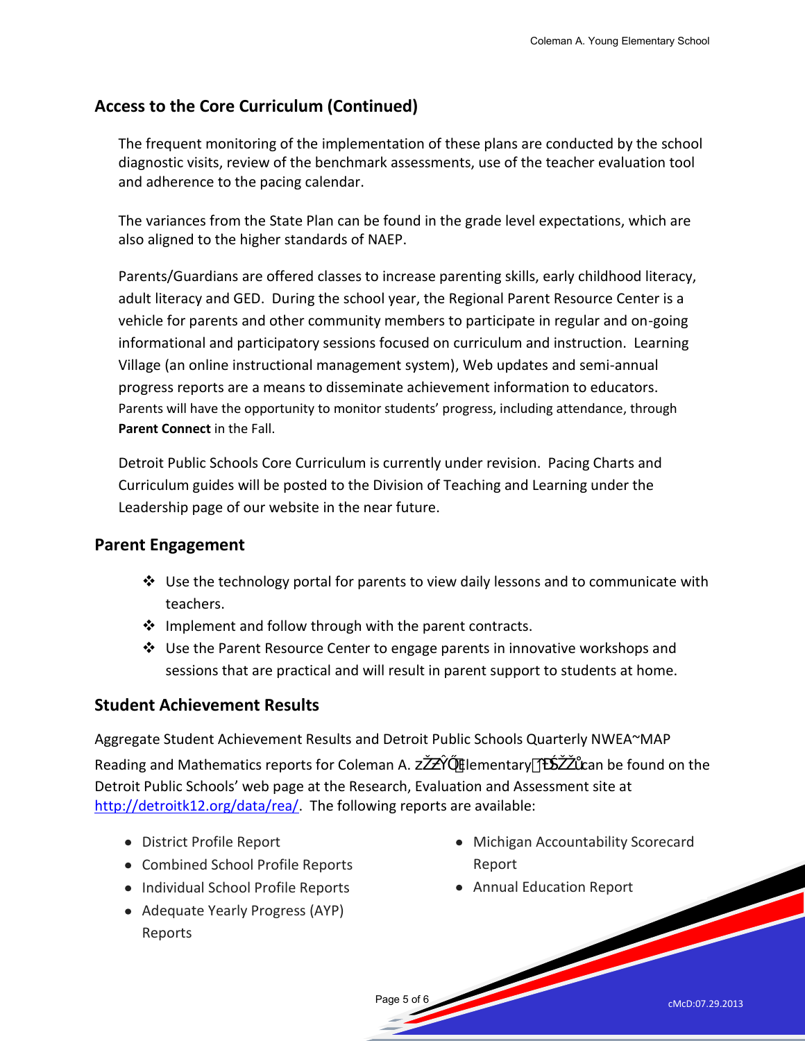## Access to the Core Curriculum (Continued)

The frequent monitoring of the implementation of these plans are conducted by the school diagnostic visits, review of the benchmark assessments, use of the teacher evaluation tool and adherence to the pacing calendar.

The variances from the State Plan can be found in the grade level expectations, which are also aligned to the higher standards of NAEP.

Parents/Guardians are offered classes to increase parenting skills, early childhood literacy, adult literacy and GED. During the school year, the Regional Parent Resource Center is a vehicle for parents and other community members to participate in regular and on-going informational and participatory sessions focused on curriculum and instruction. Learning Village (an online instructional management system), Web updates and semi-annual progress reports are a means to disseminate achievement information to educators. Parents will have the opportunity to monitor students' progress, including attendance, through **Parent Connect** in the Fall.

Detroit Public Schools Core Curriculum is currently under revision. Pacing Charts and Curriculum guides will be posted to the Division of Teaching and Learning under the Leadership page of our website in the near future.

## Parent Engagement

- Use the technology portal for parents to view daily lessons and to communicate with teachers.
- Implement and follow through with the parent contracts.
- Use the Parent Resource Center to engage parents in innovative workshops and sessions that are practical and will result in parent support to students at home.

## Student Achievement Results

Aggregate Student Achievement Results and Detroit Public Schools Quarterly NWEA~MAP Reading and Mathematics reports for Coleman A. Young Elementary School can be found on the Detroit Public Schools' web page at the Research, Evaluation and Assessment site at http://detroitk12.org/data/rea/. The following reports are available:

- District Profile Report
- Combined School Profile Reports
- Individual School Profile Reports
- Adequate Yearly Progress (AYP) Reports
- Michigan Accountability Scorecard Report
- Annual Education Report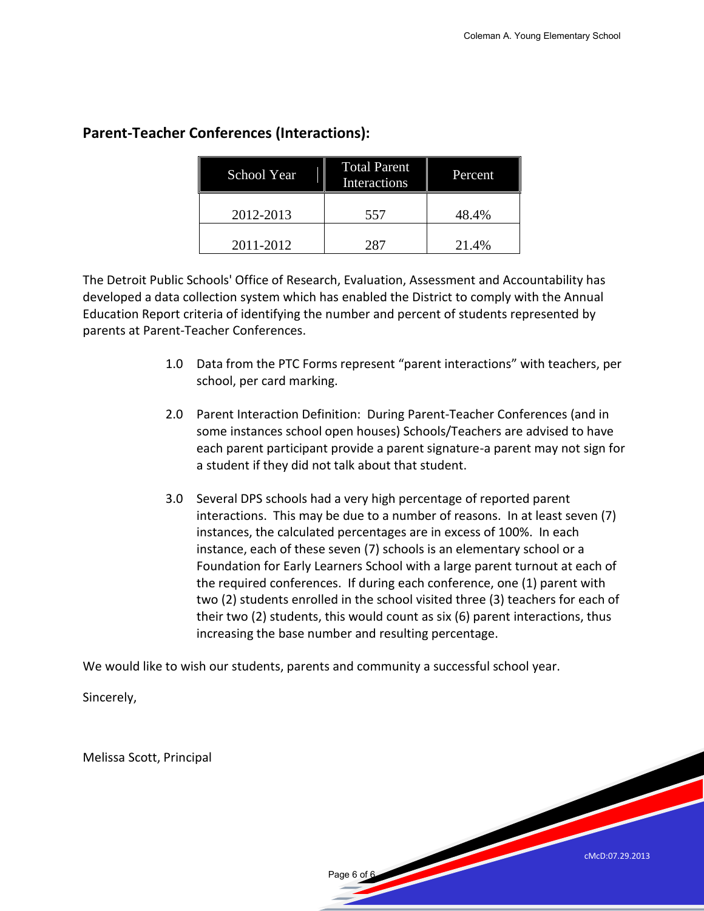## Parent-Teacher Conferences (Interactions):

| School Year | Total Parent Interactions | Percent |
|---|---|---|
| 2012-2013 | 557 | 48.4% |
| 2011-2012 | 287 | 21.4% |

The Detroit Public Schools' Office of Research, Evaluation, Assessment and Accountability has developed a data collection system which has enabled the District to comply with the Annual Education Report criteria of identifying the number and percent of students represented by parents at Parent-Teacher Conferences.

1.0 Data from the PTC Forms represent "parent interactions" with teachers, per school, per card marking.

2.0 Parent Interaction Definition: During Parent-Teacher Conferences (and in some instances school open houses) Schools/Teachers are advised to have each parent participant provide a parent signature-a parent may not sign for a student if they did not talk about that student.

3.0 Several DPS schools had a very high percentage of reported parent interactions. This may be due to a number of reasons. In at least seven (7) instances, the calculated percentages are in excess of 100%. In each instance, each of these seven (7) schools is an elementary school or a Foundation for Early Learners School with a large parent turnout at each of the required conferences. If during each conference, one (1) parent with two (2) students enrolled in the school visited three (3) teachers for each of their two (2) students, this would count as six (6) parent interactions, thus increasing the base number and resulting percentage.

We would like to wish our students, parents and community a successful school year.

Sincerely,

Melissa Scott, Principal